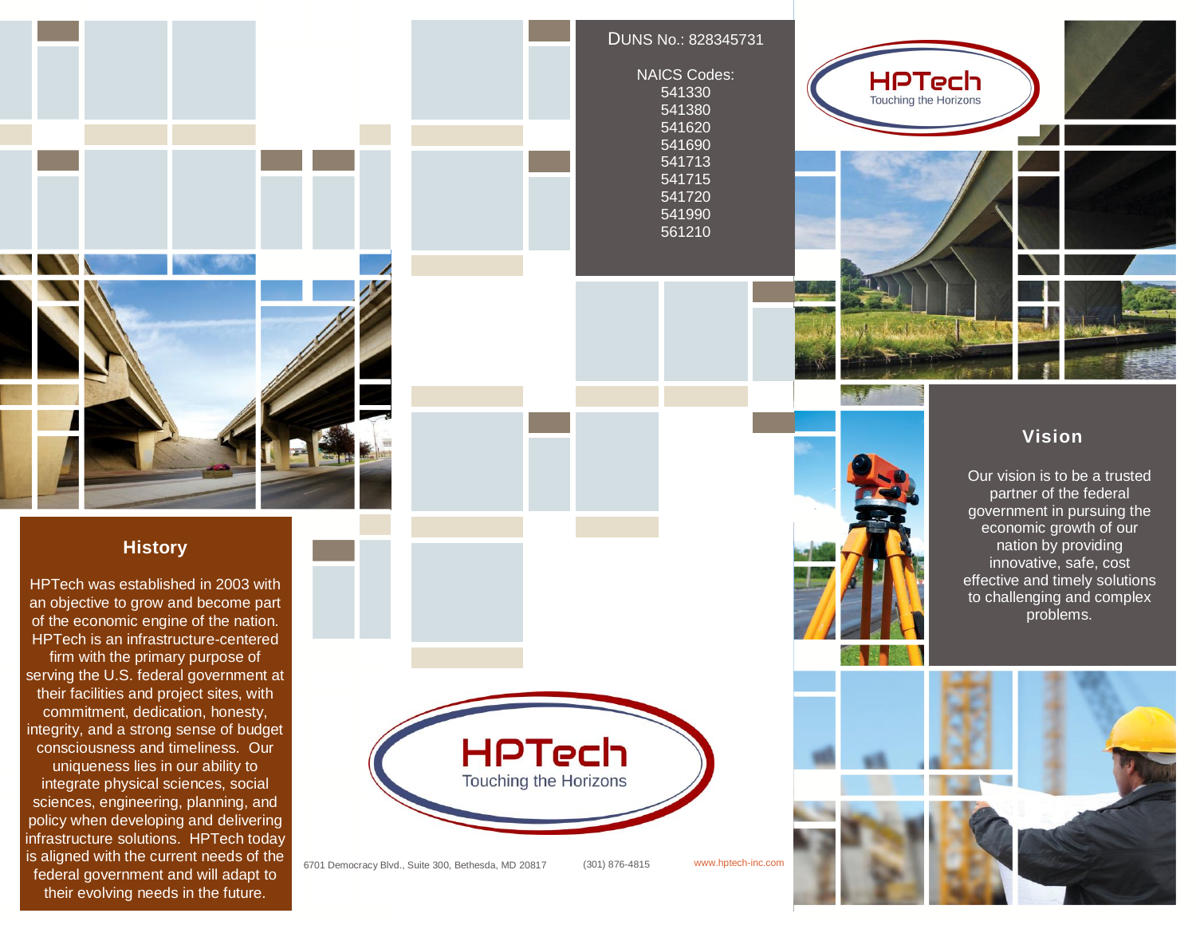## History

HPTech was established in 2003 with an objective to grow and become part of the economic engine of the nation. HPTech is an infrastructure-centered firm with the primary purpose of serving the U.S. federal government at their facilities and project sites, with commitment, dedication, honesty, integrity, and a strong sense of budget consciousness and timeliness. Our uniqueness lies in our ability to integrate physical sciences, social sciences, engineering, planning, and policy when developing and delivering infrastructure solutions. HPTech today is aligned with the current needs of the federal government and will adapt to their evolving needs in the future.

DUNS No.: 828345731

NAICS Codes:
541330
541380
541620
541690
541713
541715
541720
541990
561210

**HPTech**
Touching the Horizons

6701 Democracy Blvd., Suite 300, Bethesda, MD 20817 (301) 876-4815 www.hptech-inc.com

**HPTech**
Touching the Horizons

## Vision

Our vision is to be a trusted partner of the federal government in pursuing the economic growth of our nation by providing innovative, safe, cost effective and timely solutions to challenging and complex problems.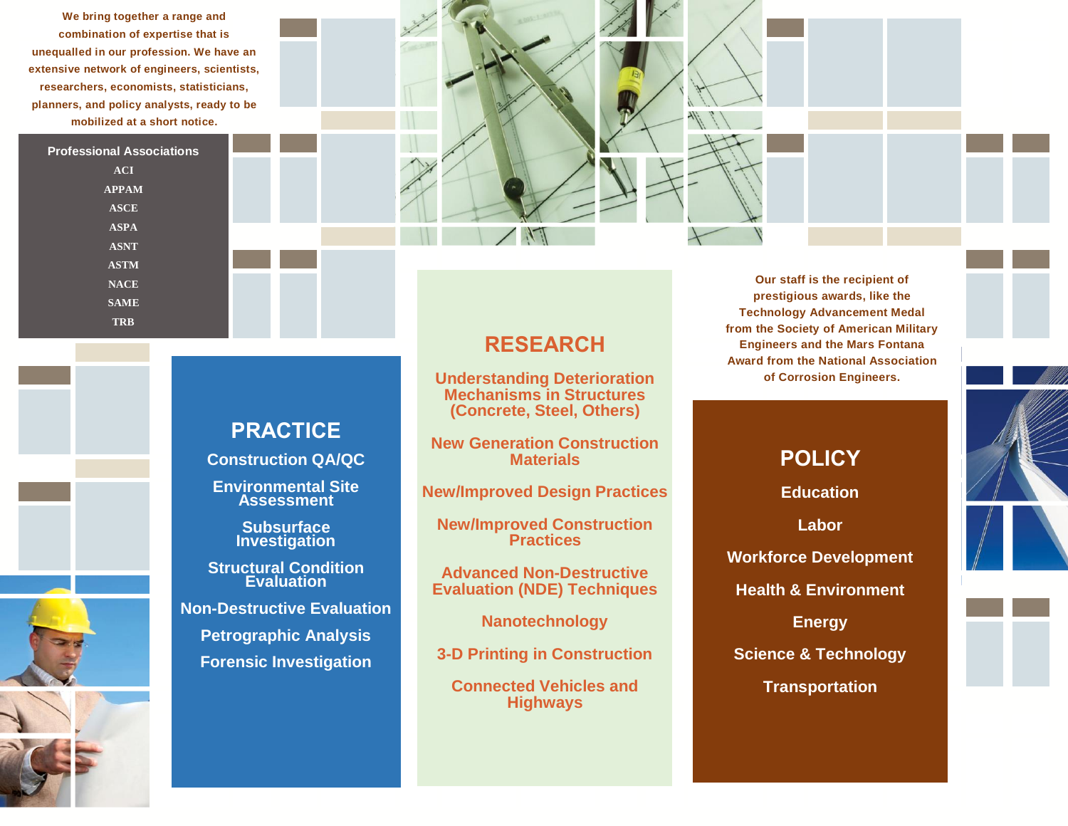We bring together a range and combination of expertise that is unequalled in our profession. We have an extensive network of engineers, scientists, researchers, economists, statisticians, planners, and policy analysts, ready to be mobilized at a short notice.

**Professional Associations**

ACI
APPAM
ASCE
ASPA
ASNT
ASTM
NACE
SAME
TRB

## PRACTICE

- Construction QA/QC
- Environmental Site Assessment
- Subsurface Investigation
- Structural Condition Evaluation
- Non-Destructive Evaluation
- Petrographic Analysis
- Forensic Investigation

## RESEARCH

- Understanding Deterioration Mechanisms in Structures (Concrete, Steel, Others)
- New Generation Construction Materials
- New/Improved Design Practices
- New/Improved Construction Practices
- Advanced Non-Destructive Evaluation (NDE) Techniques
- Nanotechnology
- 3-D Printing in Construction
- Connected Vehicles and Highways

Our staff is the recipient of prestigious awards, like the Technology Advancement Medal from the Society of American Military Engineers and the Mars Fontana Award from the National Association of Corrosion Engineers.

## POLICY

- Education
- Labor
- Workforce Development
- Health & Environment
- Energy
- Science & Technology
- Transportation